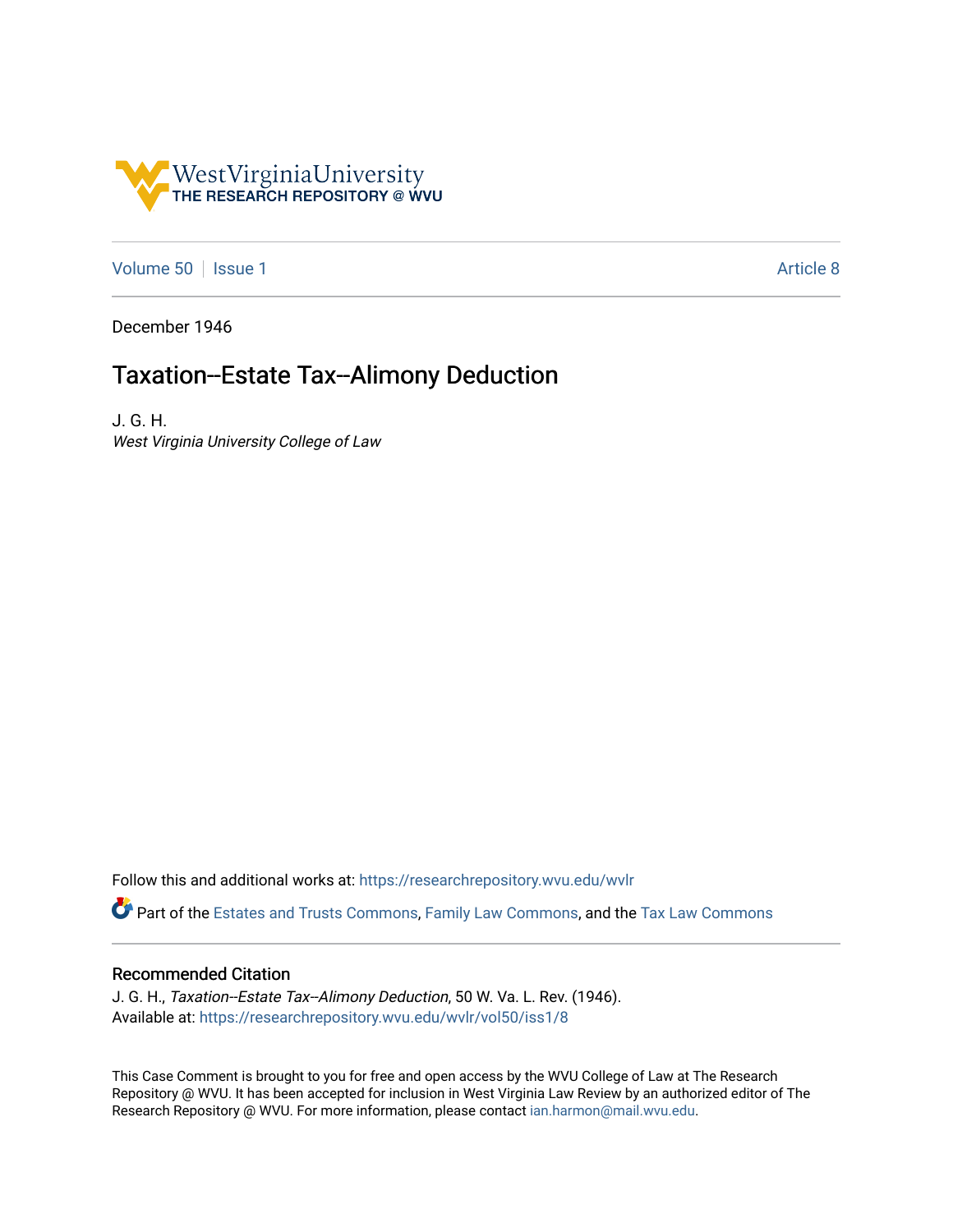West Virginia University
THE RESEARCH REPOSITORY @ WVU

Volume 50 | Issue 1 | Article 8

December 1946

# Taxation--Estate Tax--Alimony Deduction

J. G. H.
*West Virginia University College of Law*

Follow this and additional works at: https://researchrepository.wvu.edu/wvlr

Part of the Estates and Trusts Commons, Family Law Commons, and the Tax Law Commons

## Recommended Citation

J. G. H., *Taxation--Estate Tax--Alimony Deduction*, 50 W. Va. L. Rev. (1946).
Available at: https://researchrepository.wvu.edu/wvlr/vol50/iss1/8

This Case Comment is brought to you for free and open access by the WVU College of Law at The Research Repository @ WVU. It has been accepted for inclusion in West Virginia Law Review by an authorized editor of The Research Repository @ WVU. For more information, please contact ian.harmon@mail.wvu.edu.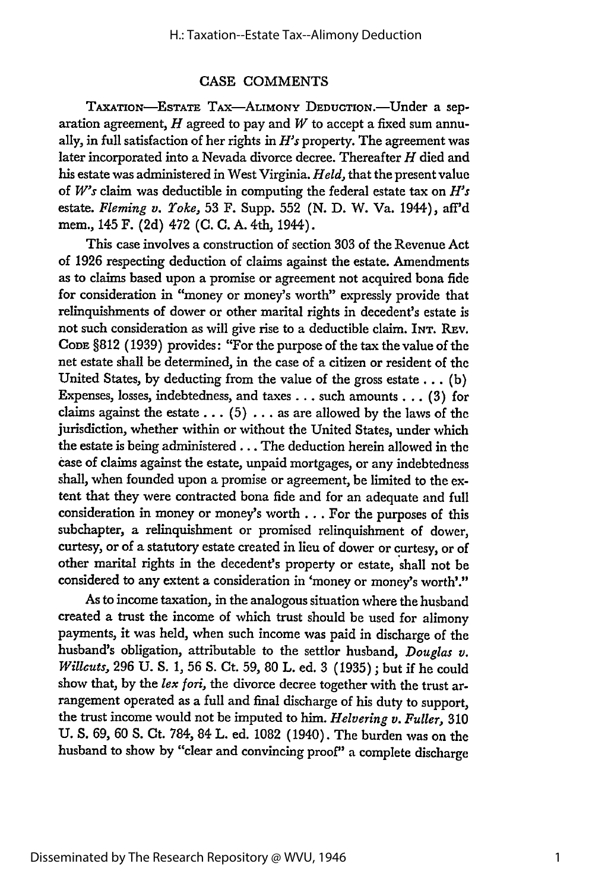## CASE COMMENTS

TAXATION—ESTATE TAX—ALIMONY DEDUCTION.—Under a separation agreement, *H* agreed to pay and *W* to accept a fixed sum annually, in full satisfaction of her rights in *H's* property. The agreement was later incorporated into a Nevada divorce decree. Thereafter *H* died and his estate was administered in West Virginia. *Held,* that the present value of *W's* claim was deductible in computing the federal estate tax on *H's* estate. *Fleming v. Yoke,* 53 F. Supp. 552 (N. D. W. Va. 1944), aff'd mem., 145 F. (2d) 472 (C. C. A. 4th, 1944).

This case involves a construction of section 303 of the Revenue Act of 1926 respecting deduction of claims against the estate. Amendments as to claims based upon a promise or agreement not acquired bona fide for consideration in "money or money's worth" expressly provide that relinquishments of dower or other marital rights in decedent's estate is not such consideration as will give rise to a deductible claim. INT. REV. CODE §812 (1939) provides: "For the purpose of the tax the value of the net estate shall be determined, in the case of a citizen or resident of the United States, by deducting from the value of the gross estate . . . (b) Expenses, losses, indebtedness, and taxes . . . such amounts . . . (3) for claims against the estate . . . (5) . . . as are allowed by the laws of the jurisdiction, whether within or without the United States, under which the estate is being administered . . . The deduction herein allowed in the case of claims against the estate, unpaid mortgages, or any indebtedness shall, when founded upon a promise or agreement, be limited to the extent that they were contracted bona fide and for an adequate and full consideration in money or money's worth . . . For the purposes of this subchapter, a relinquishment or promised relinquishment of dower, curtesy, or of a statutory estate created in lieu of dower or curtesy, or of other marital rights in the decedent's property or estate, shall not be considered to any extent a consideration in 'money or money's worth'."

As to income taxation, in the analogous situation where the husband created a trust the income of which trust should be used for alimony payments, it was held, when such income was paid in discharge of the husband's obligation, attributable to the settlor husband, *Douglas v. Willcuts,* 296 U. S. 1, 56 S. Ct. 59, 80 L. ed. 3 (1935); but if he could show that, by the *lex fori,* the divorce decree together with the trust arrangement operated as a full and final discharge of his duty to support, the trust income would not be imputed to him. *Helvering v. Fuller,* 310 U. S. 69, 60 S. Ct. 784, 84 L. ed. 1082 (1940). The burden was on the husband to show by "clear and convincing proof" a complete discharge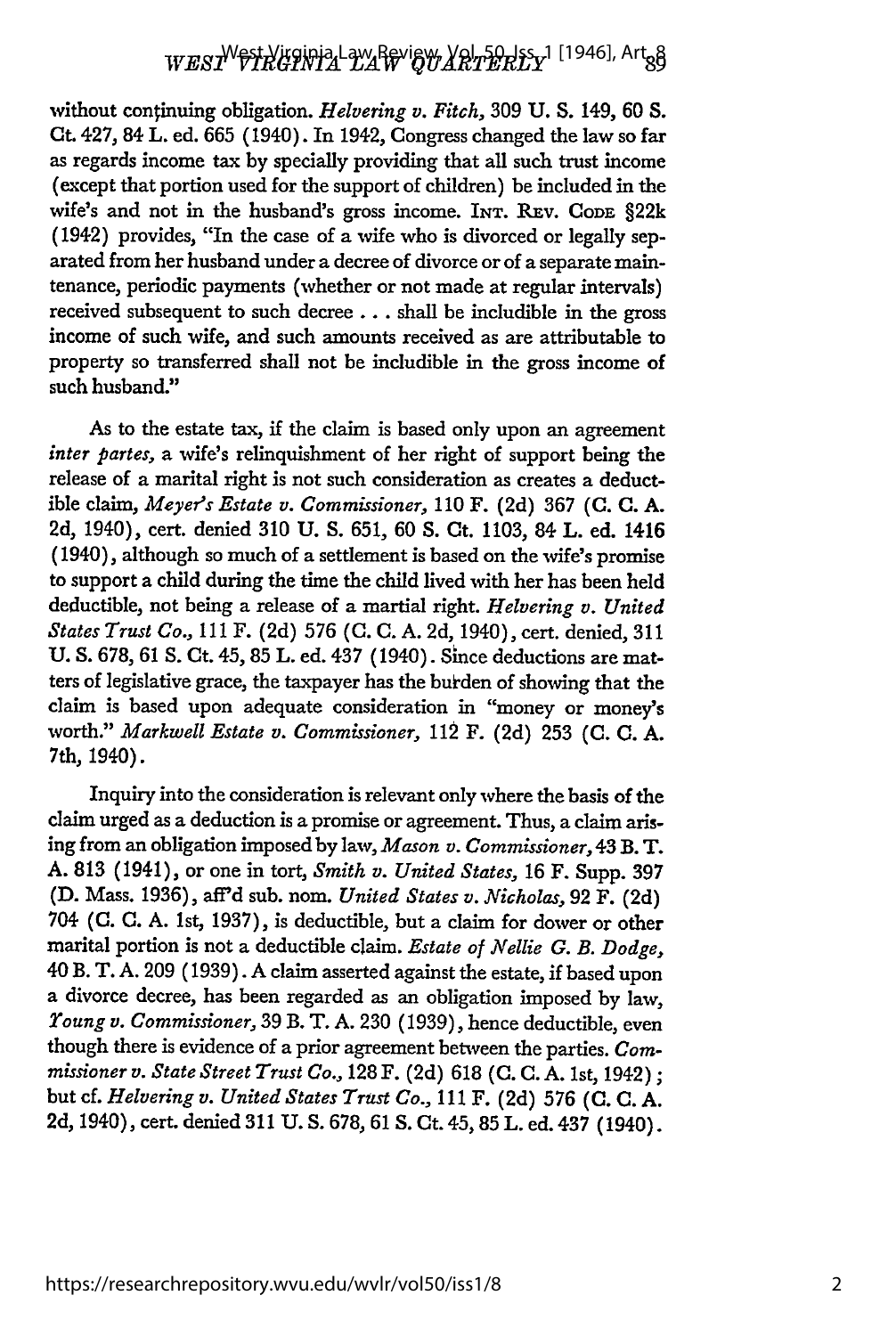without continuing obligation. *Helvering v. Fitch*, 309 U. S. 149, 60 S. Ct. 427, 84 L. ed. 665 (1940). In 1942, Congress changed the law so far as regards income tax by specially providing that all such trust income (except that portion used for the support of children) be included in the wife's and not in the husband's gross income. INT. REV. CODE §22k (1942) provides, "In the case of a wife who is divorced or legally separated from her husband under a decree of divorce or of a separate maintenance, periodic payments (whether or not made at regular intervals) received subsequent to such decree . . . shall be includible in the gross income of such wife, and such amounts received as are attributable to property so transferred shall not be includible in the gross income of such husband."

As to the estate tax, if the claim is based only upon an agreement *inter partes*, a wife's relinquishment of her right of support being the release of a marital right is not such consideration as creates a deductible claim, *Meyer's Estate v. Commissioner*, 110 F. (2d) 367 (C. C. A. 2d, 1940), cert. denied 310 U. S. 651, 60 S. Ct. 1103, 84 L. ed. 1416 (1940), although so much of a settlement is based on the wife's promise to support a child during the time the child lived with her has been held deductible, not being a release of a martial right. *Helvering v. United States Trust Co.*, 111 F. (2d) 576 (C. C. A. 2d, 1940), cert. denied, 311 U. S. 678, 61 S. Ct. 45, 85 L. ed. 437 (1940). Since deductions are matters of legislative grace, the taxpayer has the burden of showing that the claim is based upon adequate consideration in "money or money's worth." *Markwell Estate v. Commissioner*, 112 F. (2d) 253 (C. C. A. 7th, 1940).

Inquiry into the consideration is relevant only where the basis of the claim urged as a deduction is a promise or agreement. Thus, a claim arising from an obligation imposed by law, *Mason v. Commissioner*, 43 B. T. A. 813 (1941), or one in tort, *Smith v. United States*, 16 F. Supp. 397 (D. Mass. 1936), aff'd sub. nom. *United States v. Nicholas*, 92 F. (2d) 704 (C. C. A. 1st, 1937), is deductible, but a claim for dower or other marital portion is not a deductible claim. *Estate of Nellie G. B. Dodge*, 40 B. T. A. 209 (1939). A claim asserted against the estate, if based upon a divorce decree, has been regarded as an obligation imposed by law, *Young v. Commissioner*, 39 B. T. A. 230 (1939), hence deductible, even though there is evidence of a prior agreement between the parties. *Commissioner v. State Street Trust Co.*, 128 F. (2d) 618 (C. C. A. 1st, 1942); but cf. *Helvering v. United States Trust Co.*, 111 F. (2d) 576 (C. C. A. 2d, 1940), cert. denied 311 U. S. 678, 61 S. Ct. 45, 85 L. ed. 437 (1940).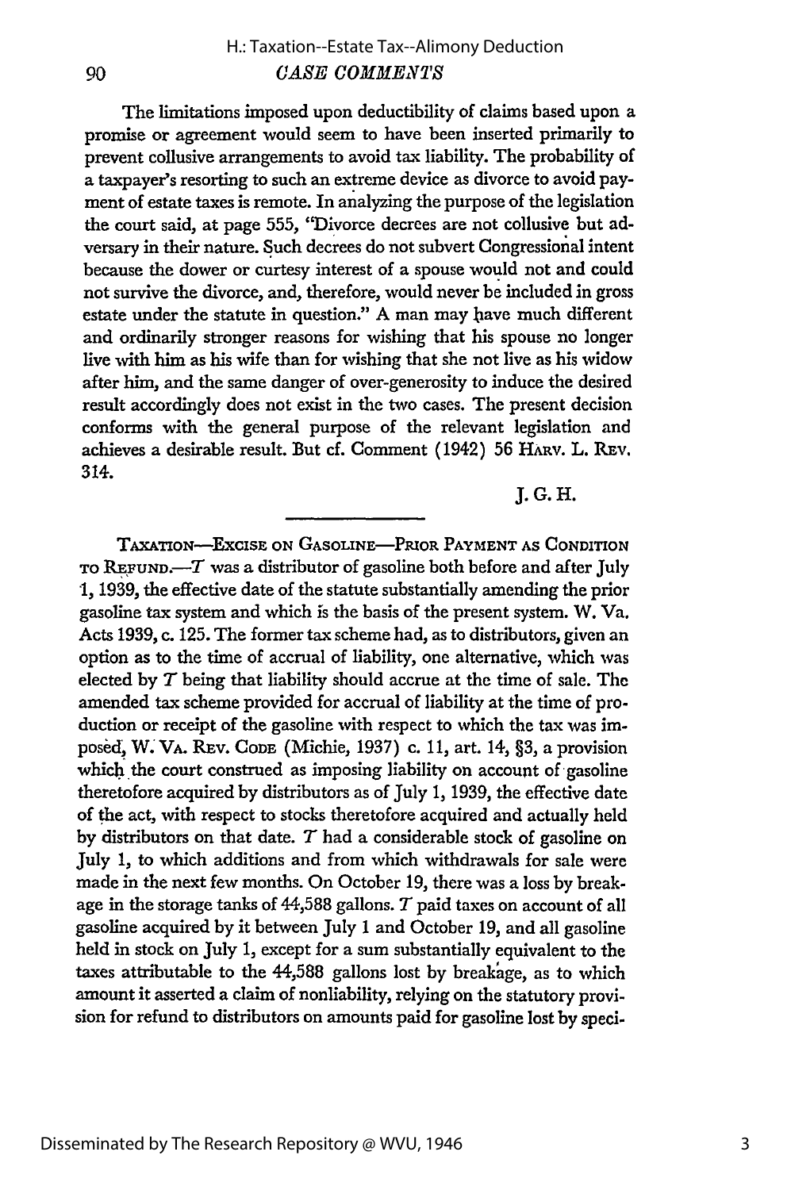The limitations imposed upon deductibility of claims based upon a promise or agreement would seem to have been inserted primarily to prevent collusive arrangements to avoid tax liability. The probability of a taxpayer's resorting to such an extreme device as divorce to avoid payment of estate taxes is remote. In analyzing the purpose of the legislation the court said, at page 555, "Divorce decrees are not collusive but adversary in their nature. Such decrees do not subvert Congressional intent because the dower or curtesy interest of a spouse would not and could not survive the divorce, and, therefore, would never be included in gross estate under the statute in question." A man may have much different and ordinarily stronger reasons for wishing that his spouse no longer live with him as his wife than for wishing that she not live as his widow after him, and the same danger of over-generosity to induce the desired result accordingly does not exist in the two cases. The present decision conforms with the general purpose of the relevant legislation and achieves a desirable result. But cf. Comment (1942) 56 HARV. L. REV. 314.

J. G. H.

---

TAXATION—EXCISE ON GASOLINE—PRIOR PAYMENT AS CONDITION TO REFUND.—*T* was a distributor of gasoline both before and after July 1, 1939, the effective date of the statute substantially amending the prior gasoline tax system and which is the basis of the present system. W. Va. Acts 1939, c. 125. The former tax scheme had, as to distributors, given an option as to the time of accrual of liability, one alternative, which was elected by *T* being that liability should accrue at the time of sale. The amended tax scheme provided for accrual of liability at the time of production or receipt of the gasoline with respect to which the tax was imposed, W. VA. REV. CODE (Michie, 1937) c. 11, art. 14, §3, a provision which the court construed as imposing liability on account of gasoline theretofore acquired by distributors as of July 1, 1939, the effective date of the act, with respect to stocks theretofore acquired and actually held by distributors on that date. *T* had a considerable stock of gasoline on July 1, to which additions and from which withdrawals for sale were made in the next few months. On October 19, there was a loss by breakage in the storage tanks of 44,588 gallons. *T* paid taxes on account of all gasoline acquired by it between July 1 and October 19, and all gasoline held in stock on July 1, except for a sum substantially equivalent to the taxes attributable to the 44,588 gallons lost by breakage, as to which amount it asserted a claim of nonliability, relying on the statutory provision for refund to distributors on amounts paid for gasoline lost by speci-